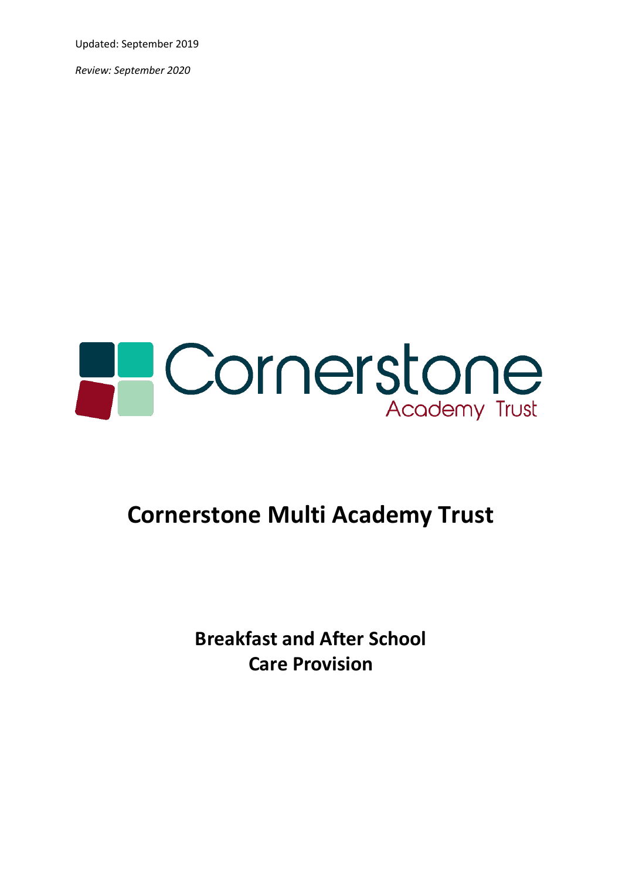Updated: September 2019

*Review: September 2020*

Cornerstone Academy Trust

# Cornerstone Multi Academy Trust

## Breakfast and After School Care Provision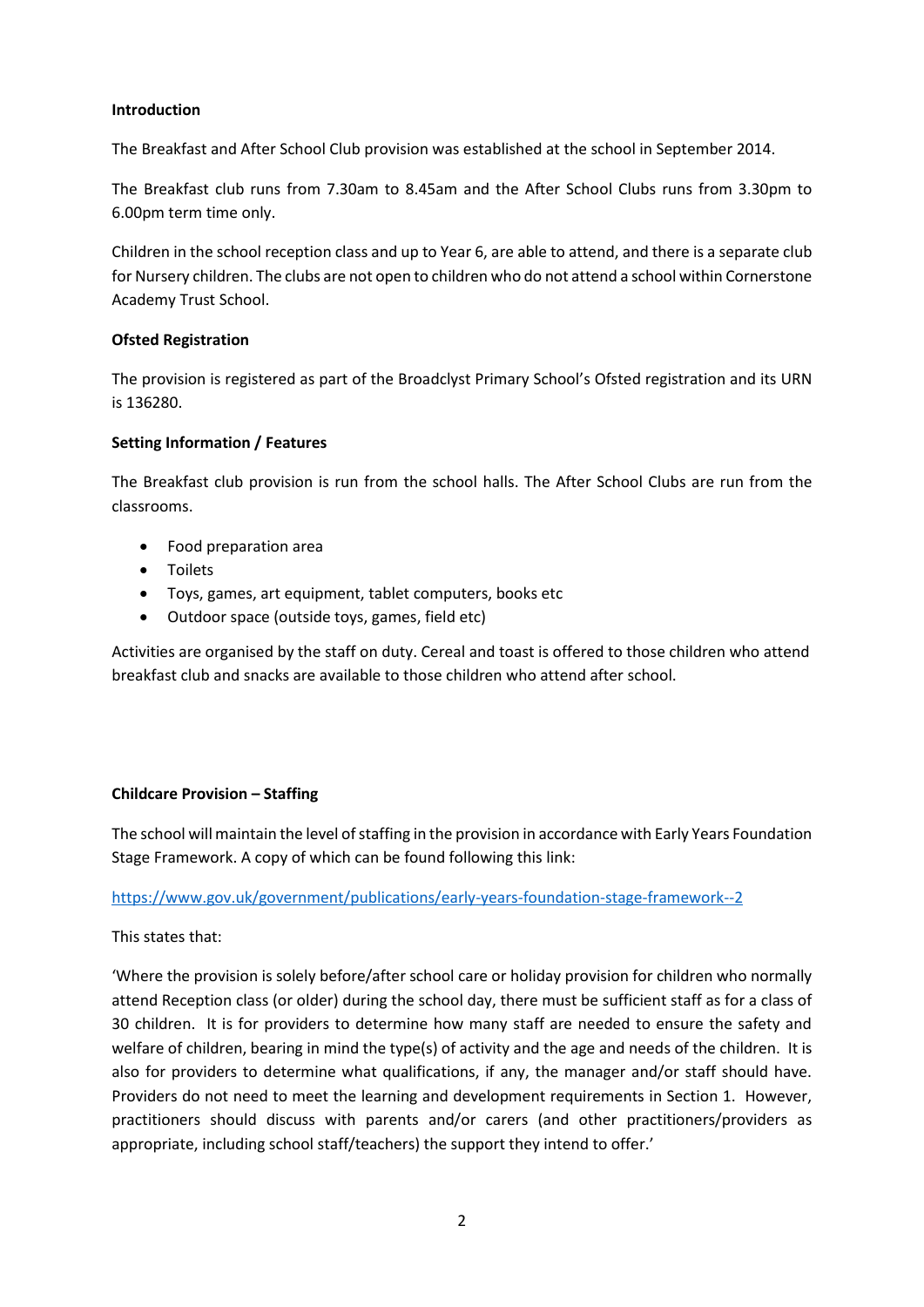**Introduction**

The Breakfast and After School Club provision was established at the school in September 2014.

The Breakfast club runs from 7.30am to 8.45am and the After School Clubs runs from 3.30pm to 6.00pm term time only.

Children in the school reception class and up to Year 6, are able to attend, and there is a separate club for Nursery children. The clubs are not open to children who do not attend a school within Cornerstone Academy Trust School.

**Ofsted Registration**

The provision is registered as part of the Broadclyst Primary School's Ofsted registration and its URN is 136280.

**Setting Information / Features**

The Breakfast club provision is run from the school halls. The After School Clubs are run from the classrooms.

- Food preparation area
- Toilets
- Toys, games, art equipment, tablet computers, books etc
- Outdoor space (outside toys, games, field etc)

Activities are organised by the staff on duty. Cereal and toast is offered to those children who attend breakfast club and snacks are available to those children who attend after school.

**Childcare Provision – Staffing**

The school will maintain the level of staffing in the provision in accordance with Early Years Foundation Stage Framework. A copy of which can be found following this link:

https://www.gov.uk/government/publications/early-years-foundation-stage-framework--2

This states that:

'Where the provision is solely before/after school care or holiday provision for children who normally attend Reception class (or older) during the school day, there must be sufficient staff as for a class of 30 children. It is for providers to determine how many staff are needed to ensure the safety and welfare of children, bearing in mind the type(s) of activity and the age and needs of the children. It is also for providers to determine what qualifications, if any, the manager and/or staff should have. Providers do not need to meet the learning and development requirements in Section 1. However, practitioners should discuss with parents and/or carers (and other practitioners/providers as appropriate, including school staff/teachers) the support they intend to offer.'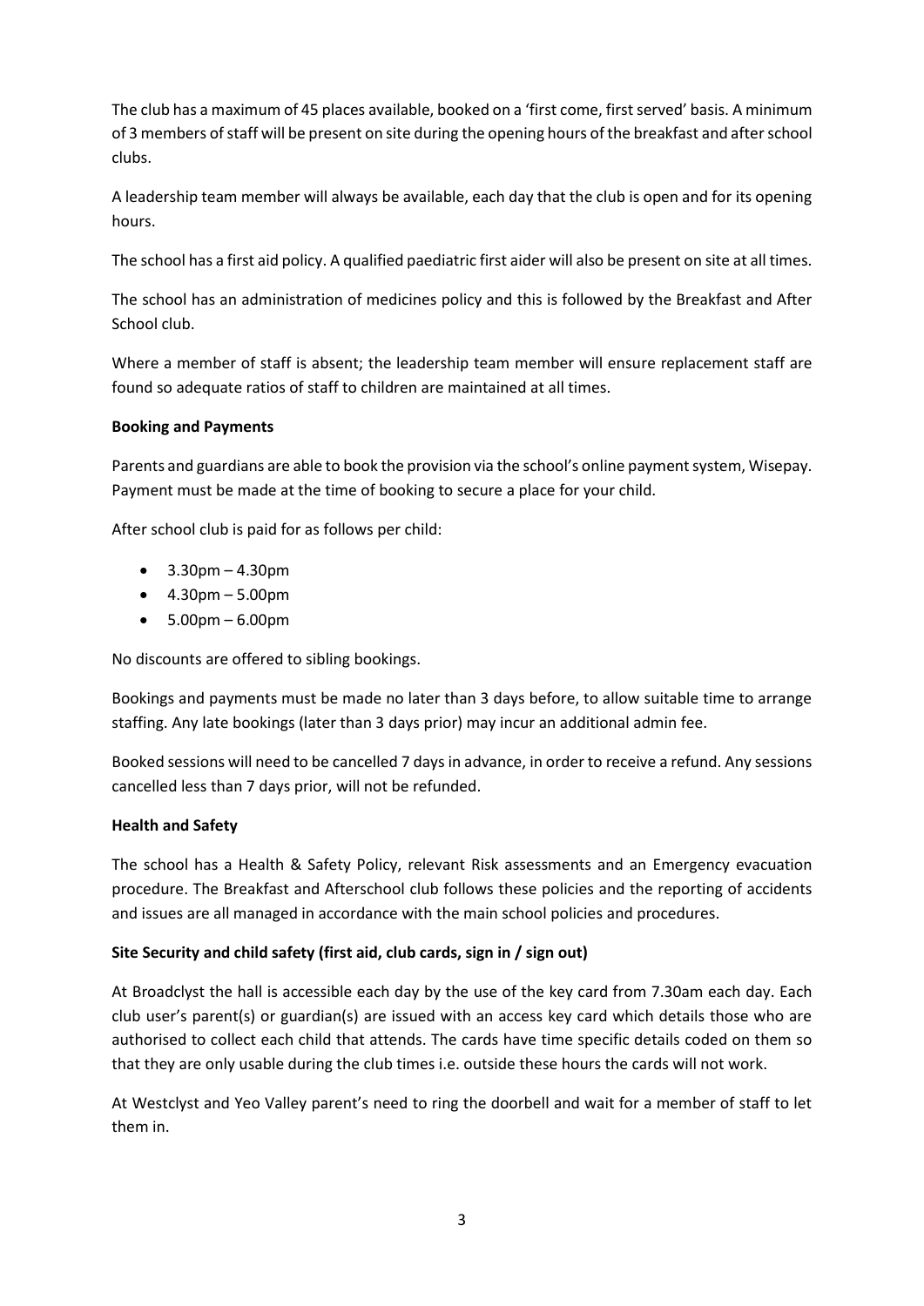The club has a maximum of 45 places available, booked on a 'first come, first served' basis. A minimum of 3 members of staff will be present on site during the opening hours of the breakfast and after school clubs.

A leadership team member will always be available, each day that the club is open and for its opening hours.

The school has a first aid policy. A qualified paediatric first aider will also be present on site at all times.

The school has an administration of medicines policy and this is followed by the Breakfast and After School club.

Where a member of staff is absent; the leadership team member will ensure replacement staff are found so adequate ratios of staff to children are maintained at all times.

**Booking and Payments**

Parents and guardians are able to book the provision via the school's online payment system, Wisepay. Payment must be made at the time of booking to secure a place for your child.

After school club is paid for as follows per child:

- 3.30pm – 4.30pm
- 4.30pm – 5.00pm
- 5.00pm – 6.00pm

No discounts are offered to sibling bookings.

Bookings and payments must be made no later than 3 days before, to allow suitable time to arrange staffing. Any late bookings (later than 3 days prior) may incur an additional admin fee.

Booked sessions will need to be cancelled 7 days in advance, in order to receive a refund. Any sessions cancelled less than 7 days prior, will not be refunded.

**Health and Safety**

The school has a Health & Safety Policy, relevant Risk assessments and an Emergency evacuation procedure. The Breakfast and Afterschool club follows these policies and the reporting of accidents and issues are all managed in accordance with the main school policies and procedures.

**Site Security and child safety (first aid, club cards, sign in / sign out)**

At Broadclyst the hall is accessible each day by the use of the key card from 7.30am each day. Each club user's parent(s) or guardian(s) are issued with an access key card which details those who are authorised to collect each child that attends. The cards have time specific details coded on them so that they are only usable during the club times i.e. outside these hours the cards will not work.

At Westclyst and Yeo Valley parent's need to ring the doorbell and wait for a member of staff to let them in.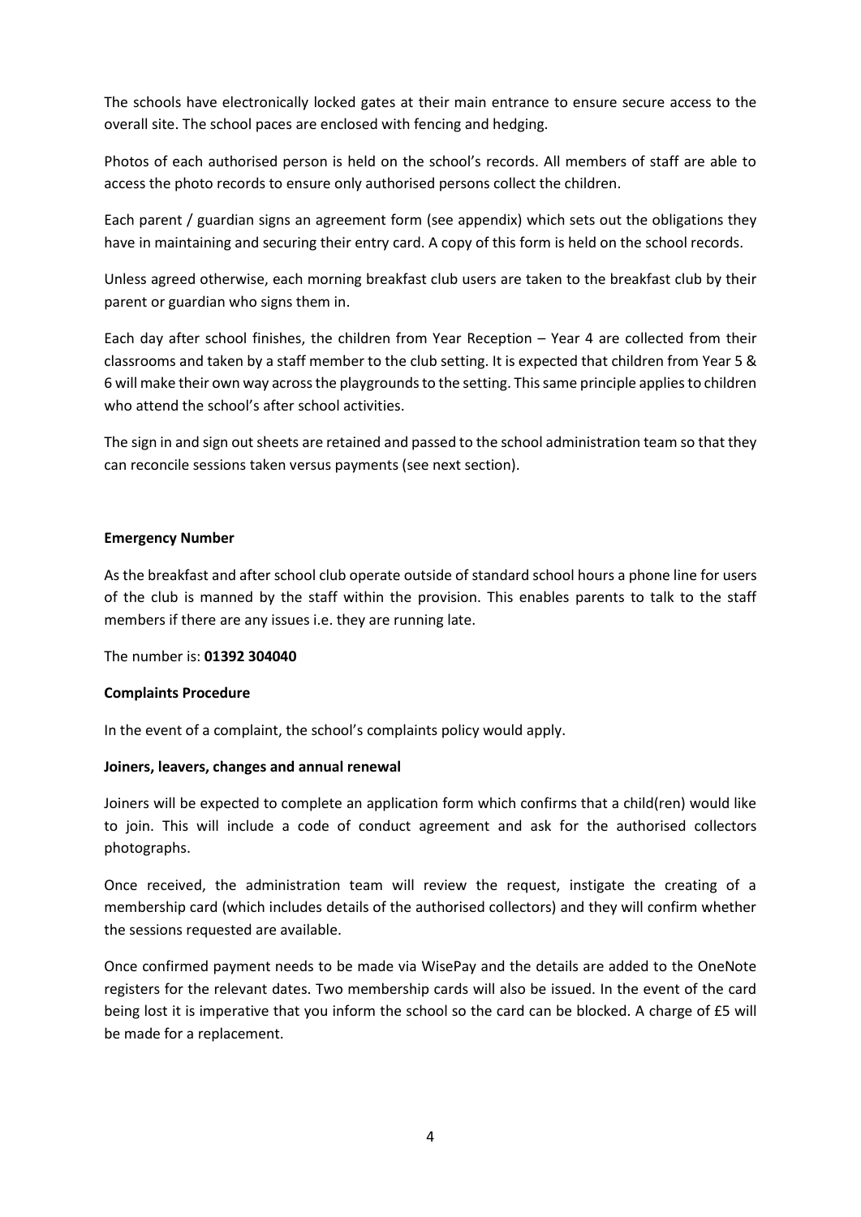The schools have electronically locked gates at their main entrance to ensure secure access to the overall site. The school paces are enclosed with fencing and hedging.

Photos of each authorised person is held on the school's records. All members of staff are able to access the photo records to ensure only authorised persons collect the children.

Each parent / guardian signs an agreement form (see appendix) which sets out the obligations they have in maintaining and securing their entry card. A copy of this form is held on the school records.

Unless agreed otherwise, each morning breakfast club users are taken to the breakfast club by their parent or guardian who signs them in.

Each day after school finishes, the children from Year Reception – Year 4 are collected from their classrooms and taken by a staff member to the club setting. It is expected that children from Year 5 & 6 will make their own way across the playgrounds to the setting. This same principle applies to children who attend the school's after school activities.

The sign in and sign out sheets are retained and passed to the school administration team so that they can reconcile sessions taken versus payments (see next section).

**Emergency Number**

As the breakfast and after school club operate outside of standard school hours a phone line for users of the club is manned by the staff within the provision. This enables parents to talk to the staff members if there are any issues i.e. they are running late.

The number is: **01392 304040**

**Complaints Procedure**

In the event of a complaint, the school's complaints policy would apply.

**Joiners, leavers, changes and annual renewal**

Joiners will be expected to complete an application form which confirms that a child(ren) would like to join. This will include a code of conduct agreement and ask for the authorised collectors photographs.

Once received, the administration team will review the request, instigate the creating of a membership card (which includes details of the authorised collectors) and they will confirm whether the sessions requested are available.

Once confirmed payment needs to be made via WisePay and the details are added to the OneNote registers for the relevant dates. Two membership cards will also be issued. In the event of the card being lost it is imperative that you inform the school so the card can be blocked. A charge of £5 will be made for a replacement.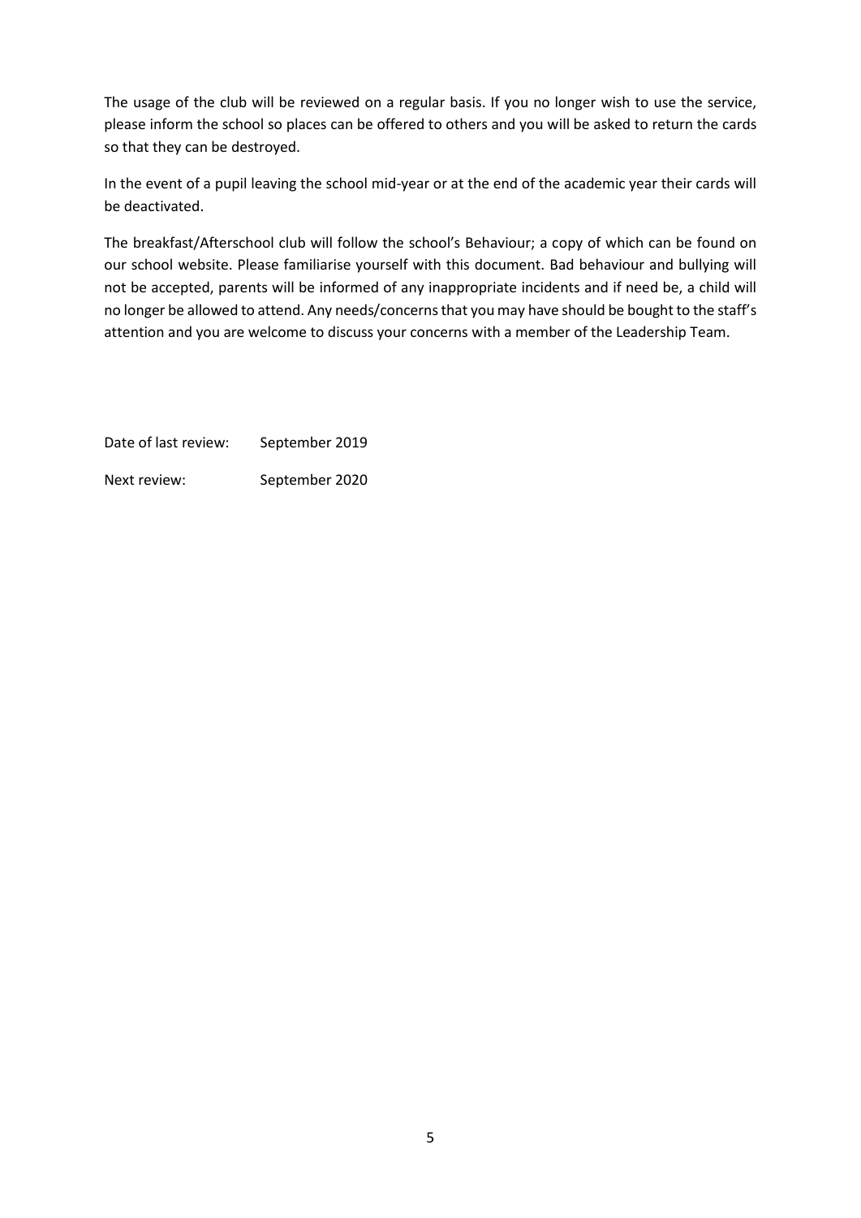The usage of the club will be reviewed on a regular basis. If you no longer wish to use the service, please inform the school so places can be offered to others and you will be asked to return the cards so that they can be destroyed.

In the event of a pupil leaving the school mid-year or at the end of the academic year their cards will be deactivated.

The breakfast/Afterschool club will follow the school's Behaviour; a copy of which can be found on our school website. Please familiarise yourself with this document. Bad behaviour and bullying will not be accepted, parents will be informed of any inappropriate incidents and if need be, a child will no longer be allowed to attend. Any needs/concerns that you may have should be bought to the staff's attention and you are welcome to discuss your concerns with a member of the Leadership Team.

Date of last review: September 2019

Next review: September 2020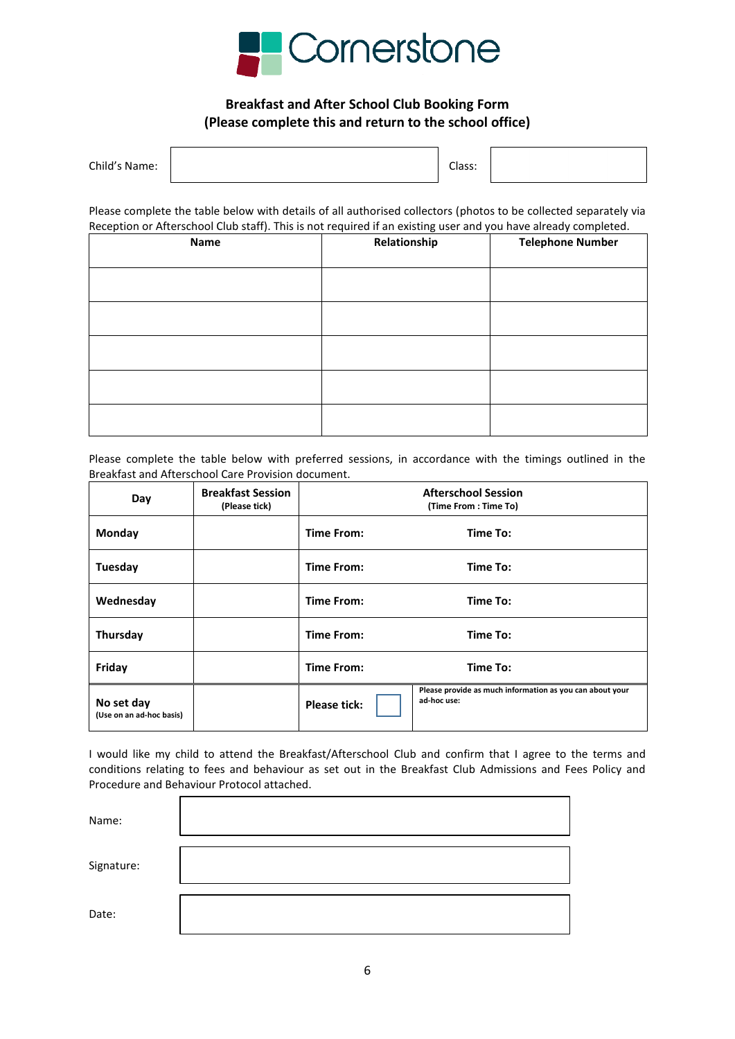Cornerstone

## Breakfast and After School Club Booking Form
**(Please complete this and return to the school office)**

| | | | |
|---|---|---|---|
| Child's Name: | | Class: | |

Please complete the table below with details of all authorised collectors (photos to be collected separately via Reception or Afterschool Club staff). This is not required if an existing user and you have already completed.

| **Name** | **Relationship** | **Telephone Number** |
|---|---|---|
| | | |
| | | |
| | | |
| | | |
| | | |

Please complete the table below with preferred sessions, in accordance with the timings outlined in the Breakfast and Afterschool Care Provision document.

| **Day** | **Breakfast Session** (Please tick) | **Afterschool Session** (Time From : Time To) | |
|---|---|---|---|
| **Monday** | | **Time From:** | **Time To:** |
| **Tuesday** | | **Time From:** | **Time To:** |
| **Wednesday** | | **Time From:** | **Time To:** |
| **Thursday** | | **Time From:** | **Time To:** |
| **Friday** | | **Time From:** | **Time To:** |
| **No set day** (Use on an ad-hoc basis) | | **Please tick:** ☐ | Please provide as much information as you can about your ad-hoc use: |

I would like my child to attend the Breakfast/Afterschool Club and confirm that I agree to the terms and conditions relating to fees and behaviour as set out in the Breakfast Club Admissions and Fees Policy and Procedure and Behaviour Protocol attached.

| | |
|---|---|
| Name: | |
| Signature: | |
| Date: | |